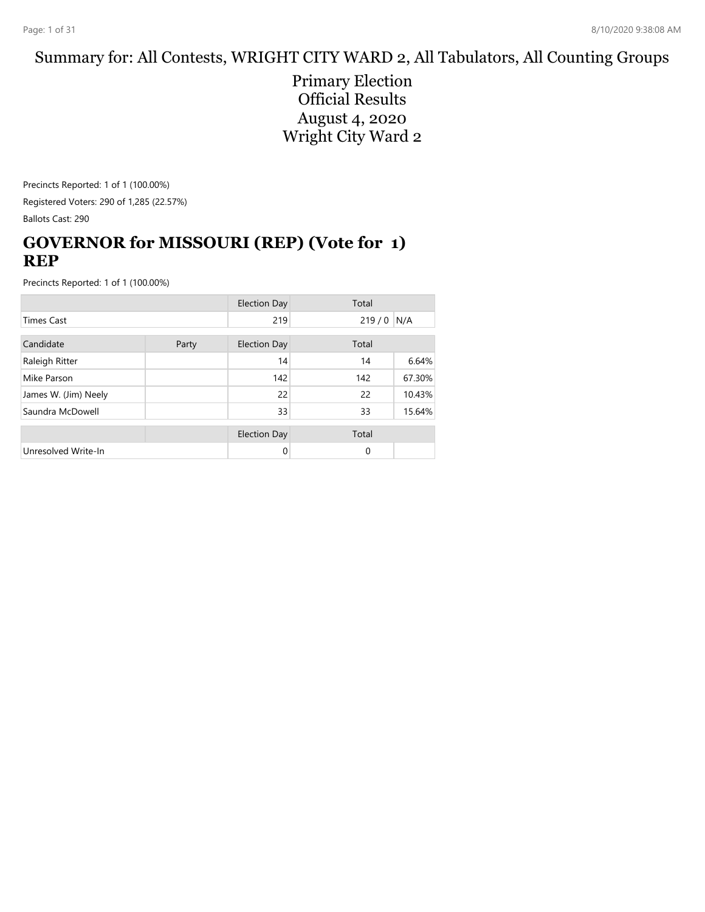Summary for: All Contests, WRIGHT CITY WARD 2, All Tabulators, All Counting Groups

Primary Election
Official Results
August 4, 2020
Wright City Ward 2

Precincts Reported: 1 of 1 (100.00%)

Registered Voters: 290 of 1,285 (22.57%)

Ballots Cast: 290

## GOVERNOR for MISSOURI (REP) (Vote for 1) REP

Precincts Reported: 1 of 1 (100.00%)

| | | Election Day | Total | |
|---|---|---|---|---|
| Times Cast | | 219 | 219 / 0 | N/A |

| Candidate | Party | Election Day | Total | |
|---|---|---|---|---|
| Raleigh Ritter | | 14 | 14 | 6.64% |
| Mike Parson | | 142 | 142 | 67.30% |
| James W. (Jim) Neely | | 22 | 22 | 10.43% |
| Saundra McDowell | | 33 | 33 | 15.64% |

| | | Election Day | Total | |
|---|---|---|---|---|
| Unresolved Write-In | | 0 | 0 | |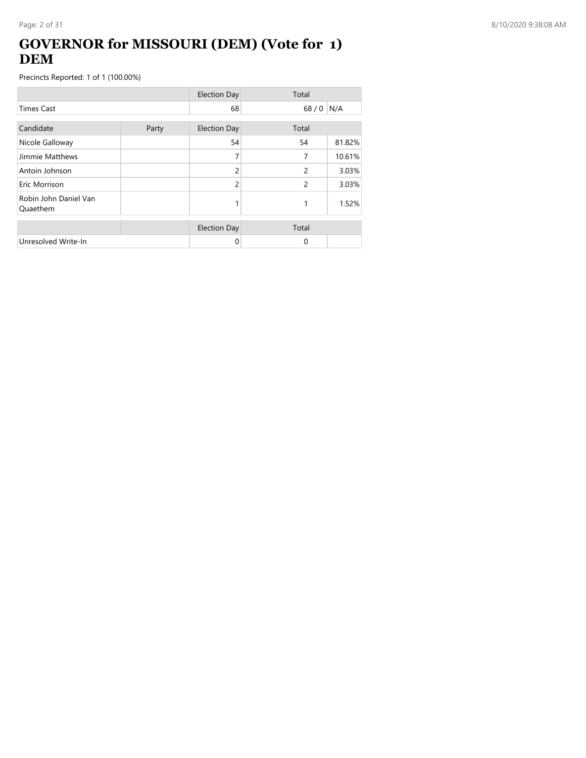# GOVERNOR for MISSOURI (DEM) (Vote for 1) DEM

Precincts Reported: 1 of 1 (100.00%)

| | Election Day | Total | |
|---|---|---|---|
| Times Cast | 68 | 68 / 0 | N/A |

| Candidate | Party | Election Day | Total | |
|---|---|---|---|---|
| Nicole Galloway | | 54 | 54 | 81.82% |
| Jimmie Matthews | | 7 | 7 | 10.61% |
| Antoin Johnson | | 2 | 2 | 3.03% |
| Eric Morrison | | 2 | 2 | 3.03% |
| Robin John Daniel Van Quaethem | | 1 | 1 | 1.52% |

| | | Election Day | Total | |
|---|---|---|---|---|
| Unresolved Write-In | | 0 | 0 | |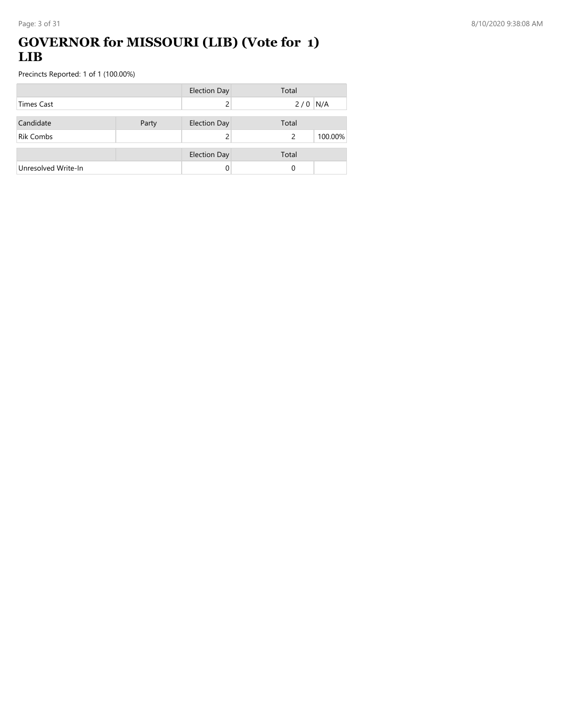# GOVERNOR for MISSOURI (LIB) (Vote for 1) LIB

Precincts Reported: 1 of 1 (100.00%)

| | | Election Day | Total | |
|---|---|---|---|---|
| Times Cast | | 2 | 2 / 0 | N/A |

| Candidate | Party | Election Day | Total | |
|---|---|---|---|---|
| Rik Combs | | 2 | 2 | 100.00% |

| | | Election Day | Total | |
|---|---|---|---|---|
| Unresolved Write-In | | 0 | 0 | |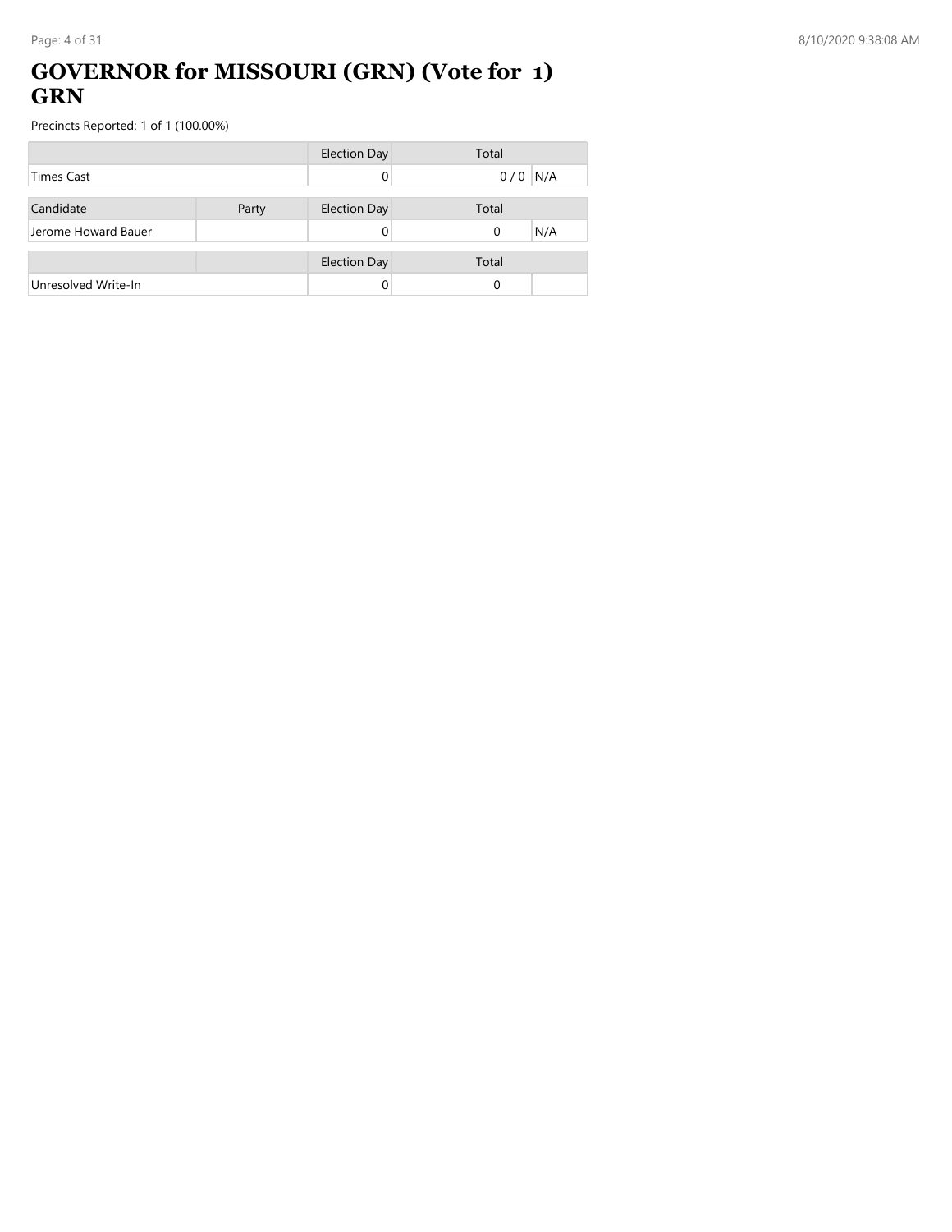# GOVERNOR for MISSOURI (GRN) (Vote for 1) GRN

Precincts Reported: 1 of 1 (100.00%)

| | Election Day | Total | |
|---|---|---|---|
| Times Cast | 0 | 0 / 0 | N/A |

| Candidate | Party | Election Day | Total | |
|---|---|---|---|---|
| Jerome Howard Bauer | | 0 | 0 | N/A |

| | | Election Day | Total | |
|---|---|---|---|---|
| Unresolved Write-In | | 0 | 0 | |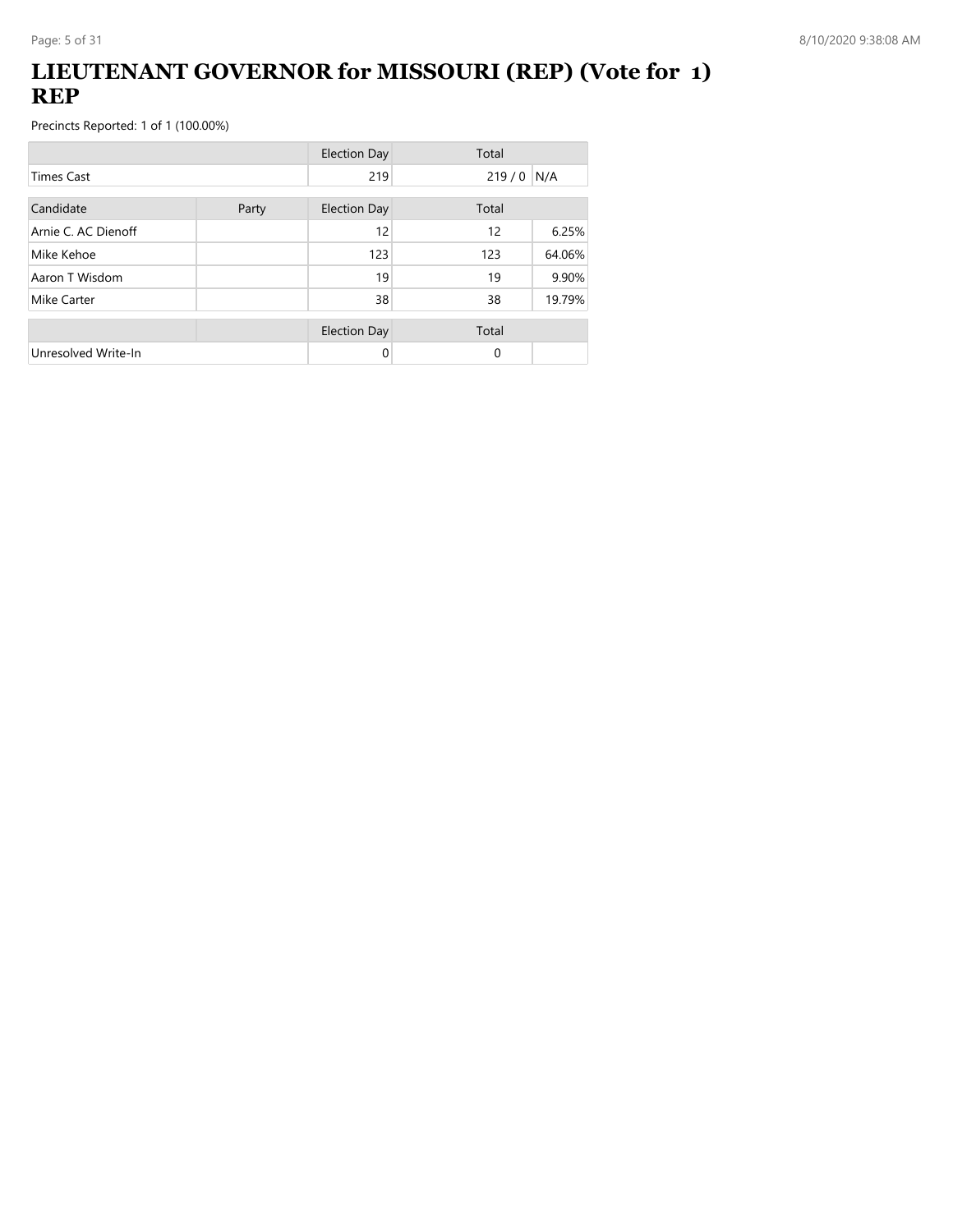# LIEUTENANT GOVERNOR for MISSOURI (REP) (Vote for 1) REP

Precincts Reported: 1 of 1 (100.00%)

| | | Election Day | Total | |
|---|---|---|---|---|
| Times Cast | | 219 | 219 / 0 | N/A |

| Candidate | Party | Election Day | Total | |
|---|---|---|---|---|
| Arnie C. AC Dienoff | | 12 | 12 | 6.25% |
| Mike Kehoe | | 123 | 123 | 64.06% |
| Aaron T Wisdom | | 19 | 19 | 9.90% |
| Mike Carter | | 38 | 38 | 19.79% |

| | | Election Day | Total | |
|---|---|---|---|---|
| Unresolved Write-In | | 0 | 0 | |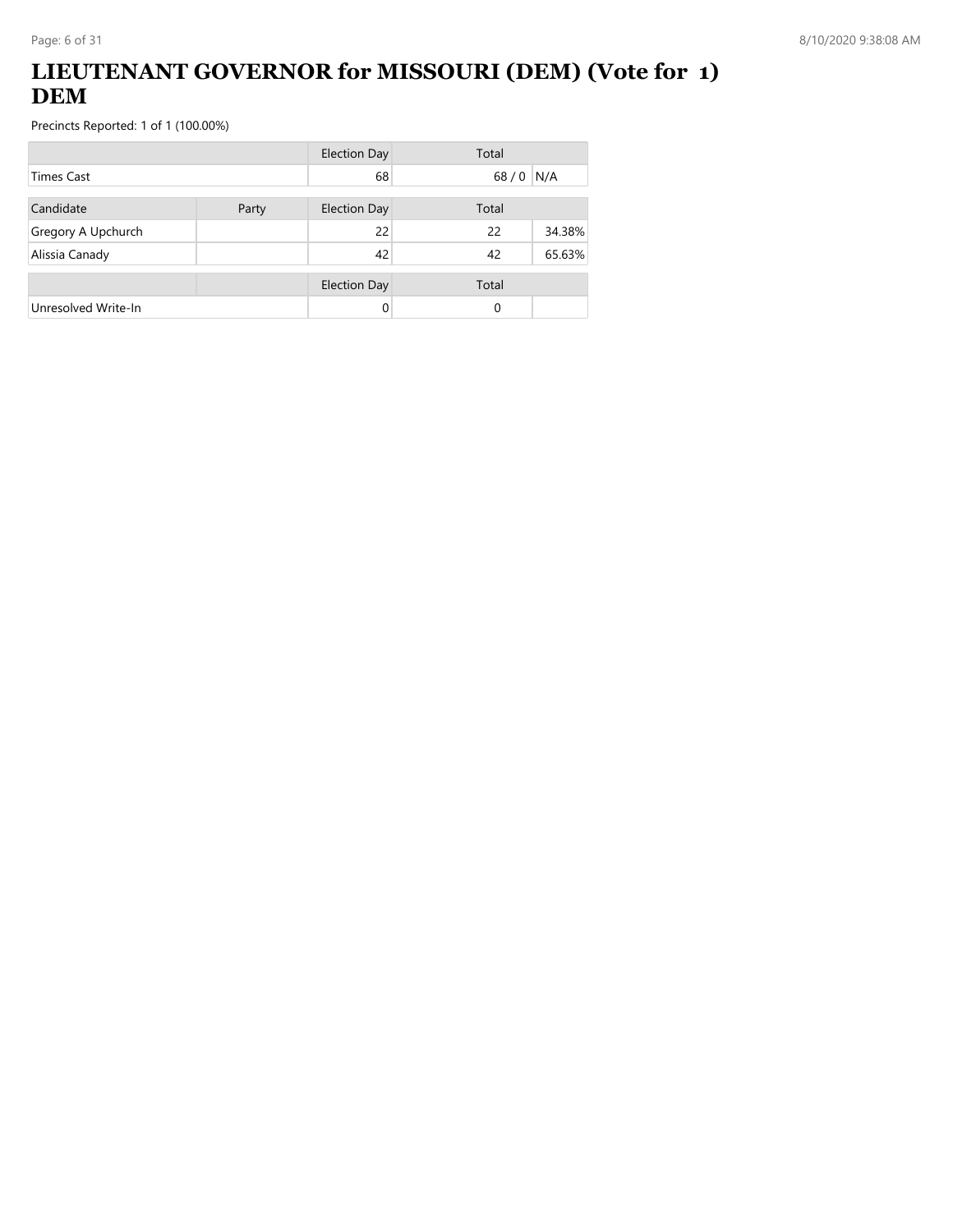# LIEUTENANT GOVERNOR for MISSOURI (DEM) (Vote for 1) DEM

Precincts Reported: 1 of 1 (100.00%)

| | | Election Day | Total | |
|---|---|---|---|---|
| Times Cast | | 68 | 68 / 0 | N/A |

| Candidate | Party | Election Day | Total | |
|---|---|---|---|---|
| Gregory A Upchurch | | 22 | 22 | 34.38% |
| Alissia Canady | | 42 | 42 | 65.63% |

| | | Election Day | Total | |
|---|---|---|---|---|
| Unresolved Write-In | | 0 | 0 | |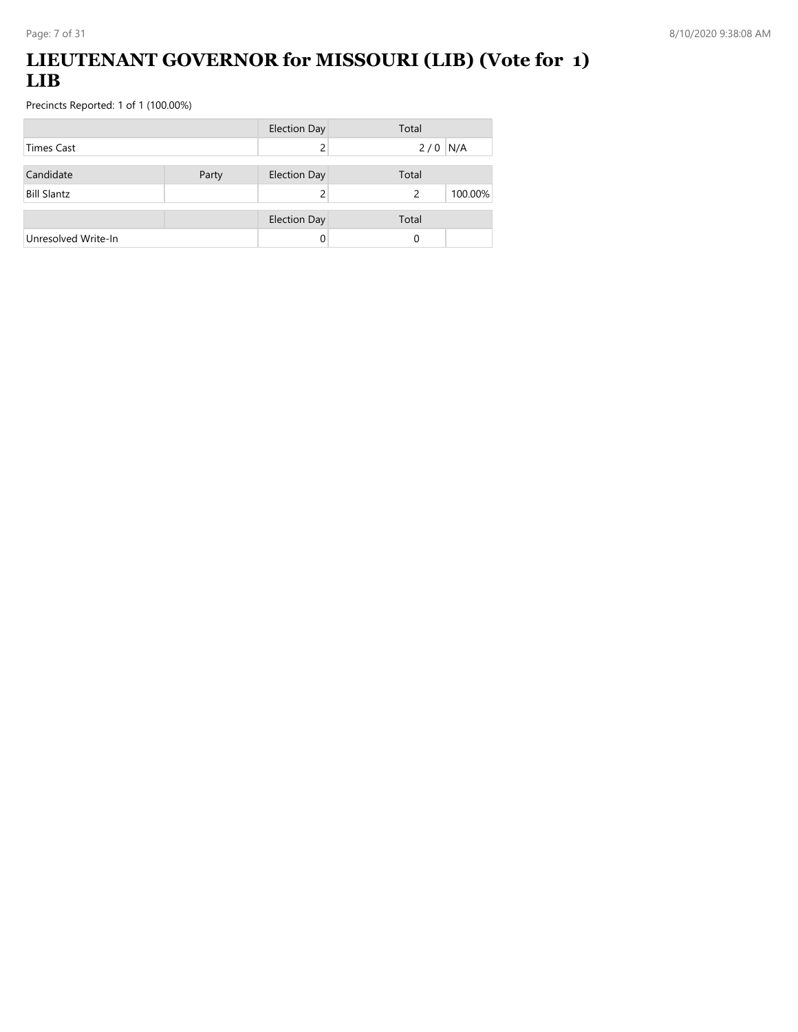# LIEUTENANT GOVERNOR for MISSOURI (LIB) (Vote for 1) LIB

Precincts Reported: 1 of 1 (100.00%)

| | | Election Day | Total | |
|---|---|---|---|---|
| Times Cast | | 2 | 2 / 0 | N/A |

| Candidate | Party | Election Day | Total | |
|---|---|---|---|---|
| Bill Slantz | | 2 | 2 | 100.00% |

| | | Election Day | Total | |
|---|---|---|---|---|
| Unresolved Write-In | | 0 | 0 | |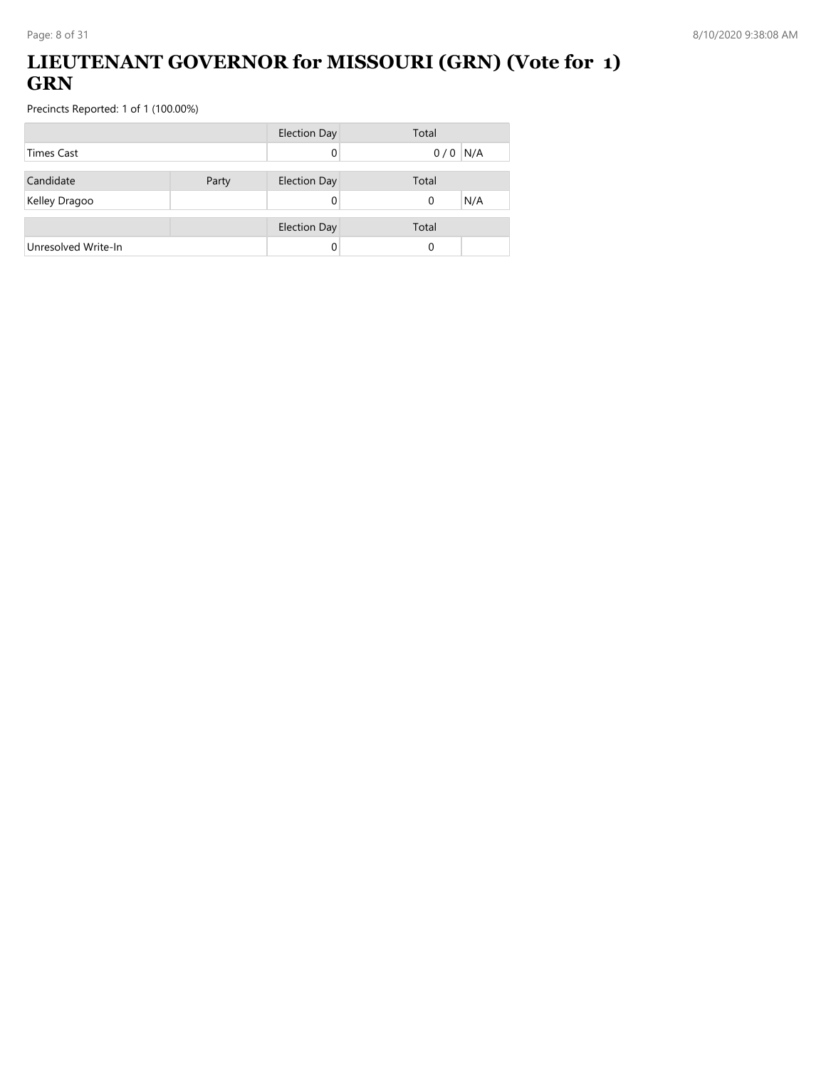# LIEUTENANT GOVERNOR for MISSOURI (GRN) (Vote for 1) GRN

Precincts Reported: 1 of 1 (100.00%)

| | | Election Day | Total | |
|---|---|---|---|---|
| Times Cast | | 0 | 0 / 0 | N/A |

| Candidate | Party | Election Day | Total | |
|---|---|---|---|---|
| Kelley Dragoo | | 0 | 0 | N/A |

| | | Election Day | Total | |
|---|---|---|---|---|
| Unresolved Write-In | | 0 | 0 | |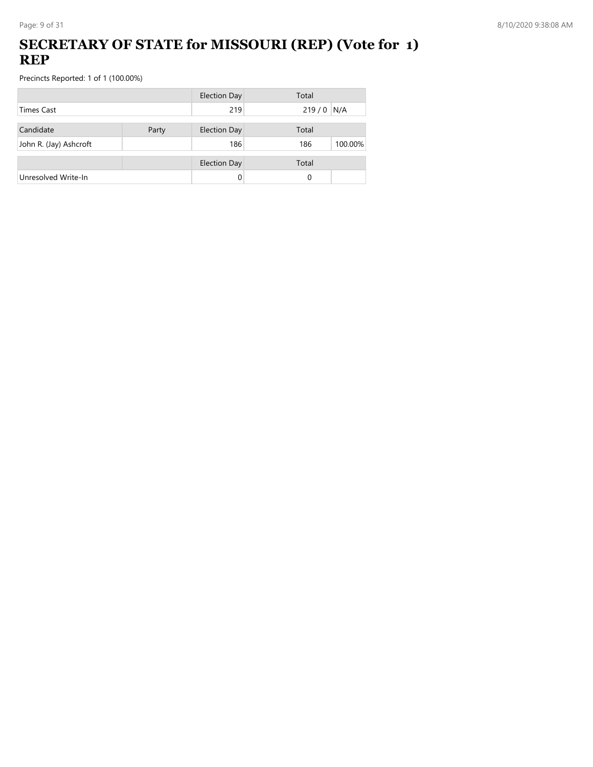# SECRETARY OF STATE for MISSOURI (REP) (Vote for 1) REP

Precincts Reported: 1 of 1 (100.00%)

| | | Election Day | Total | |
|---|---|---|---|---|
| Times Cast | | 219 | 219 / 0 | N/A |

| Candidate | Party | Election Day | Total | |
|---|---|---|---|---|
| John R. (Jay) Ashcroft | | 186 | 186 | 100.00% |

| | | Election Day | Total | |
|---|---|---|---|---|
| Unresolved Write-In | | 0 | 0 | |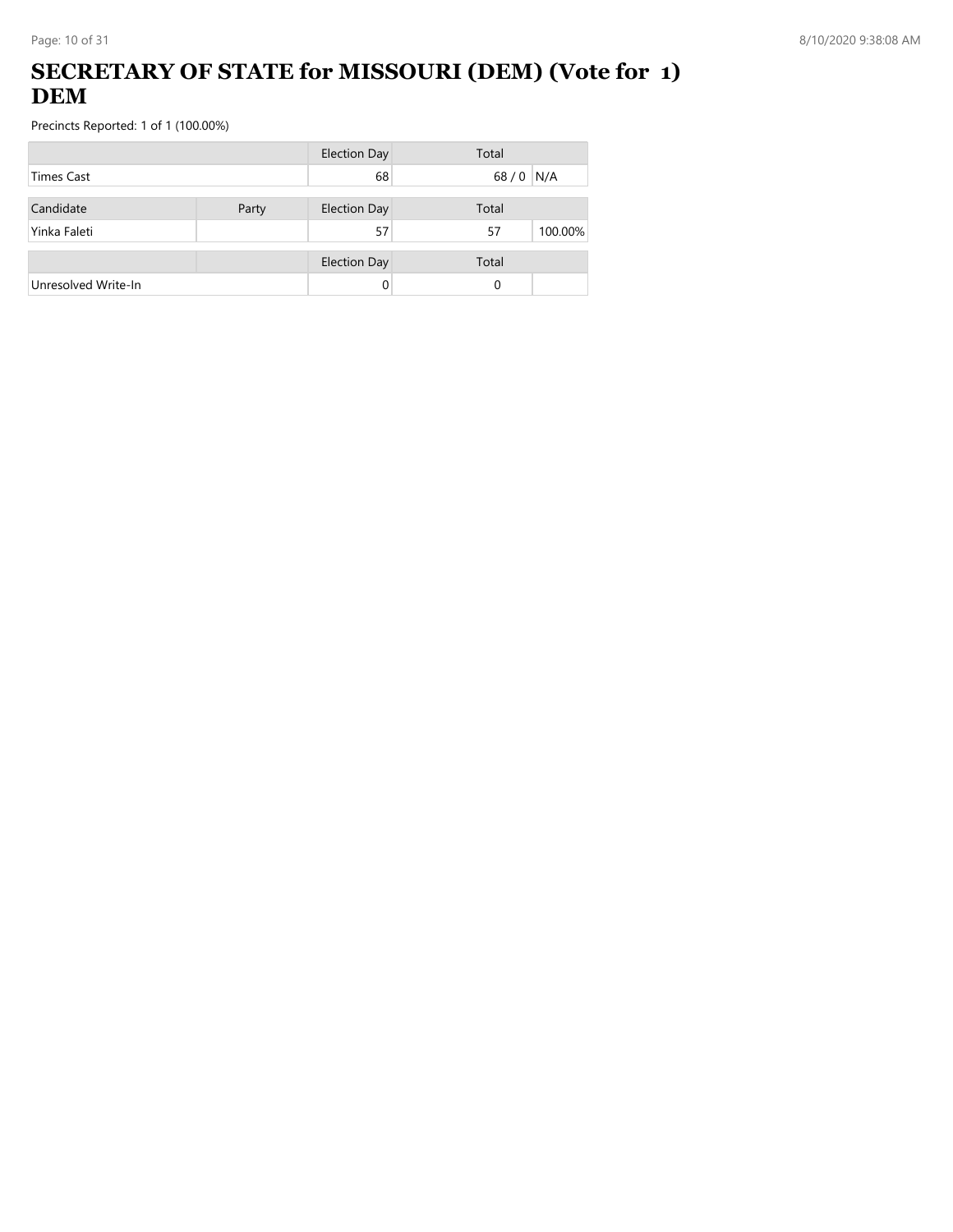# SECRETARY OF STATE for MISSOURI (DEM) (Vote for 1) DEM

Precincts Reported: 1 of 1 (100.00%)

| | | Election Day | Total | |
|---|---|---|---|---|
| Times Cast | | 68 | 68 / 0 | N/A |

| Candidate | Party | Election Day | Total | |
|---|---|---|---|---|
| Yinka Faleti | | 57 | 57 | 100.00% |

| | | Election Day | Total | |
|---|---|---|---|---|
| Unresolved Write-In | | 0 | 0 | |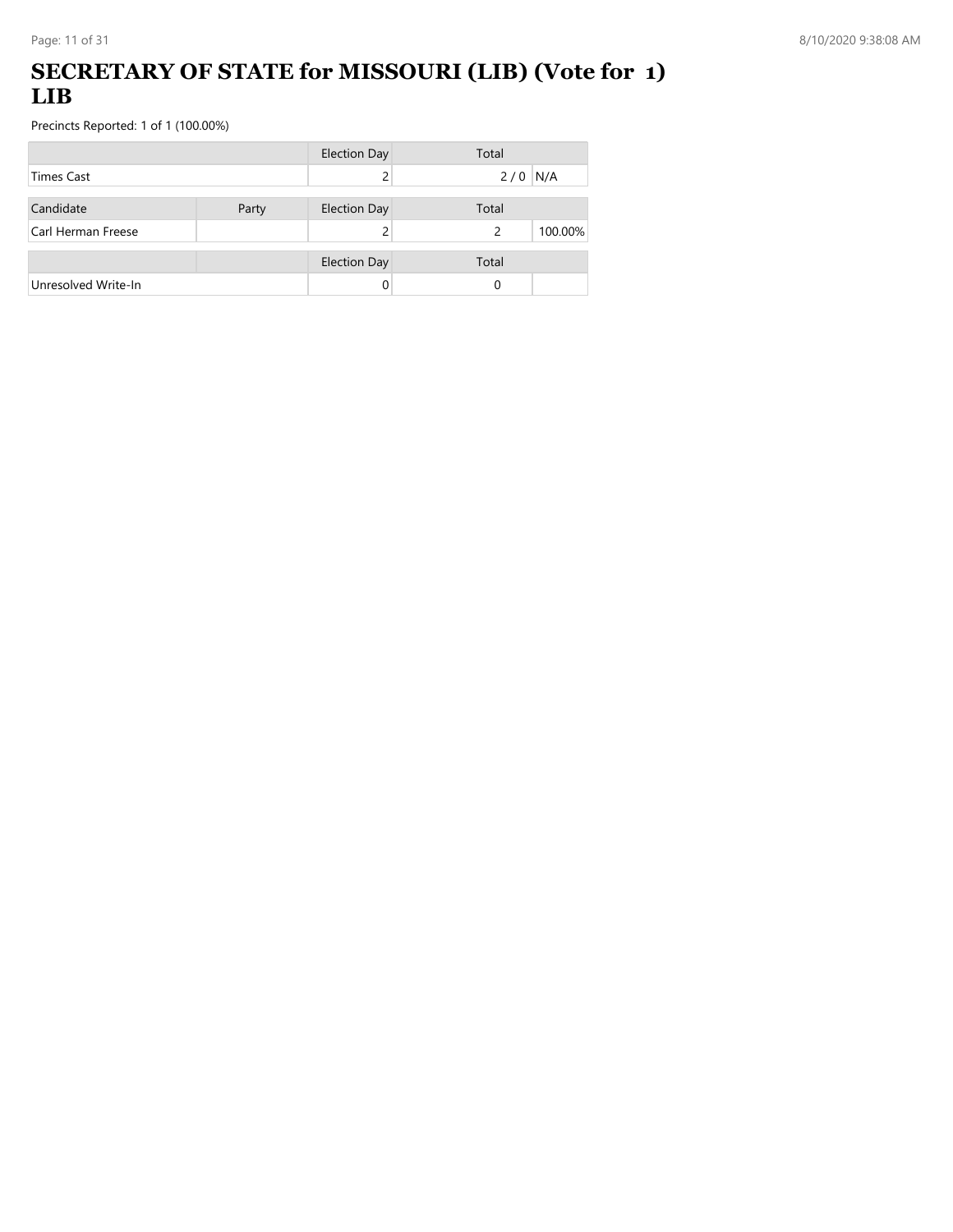# SECRETARY OF STATE for MISSOURI (LIB) (Vote for 1) LIB

Precincts Reported: 1 of 1 (100.00%)

| | | Election Day | Total | |
|---|---|---|---|---|
| Times Cast | | 2 | 2 / 0 | N/A |

| Candidate | Party | Election Day | Total | |
|---|---|---|---|---|
| Carl Herman Freese | | 2 | 2 | 100.00% |

| | | Election Day | Total | |
|---|---|---|---|---|
| Unresolved Write-In | | 0 | 0 | |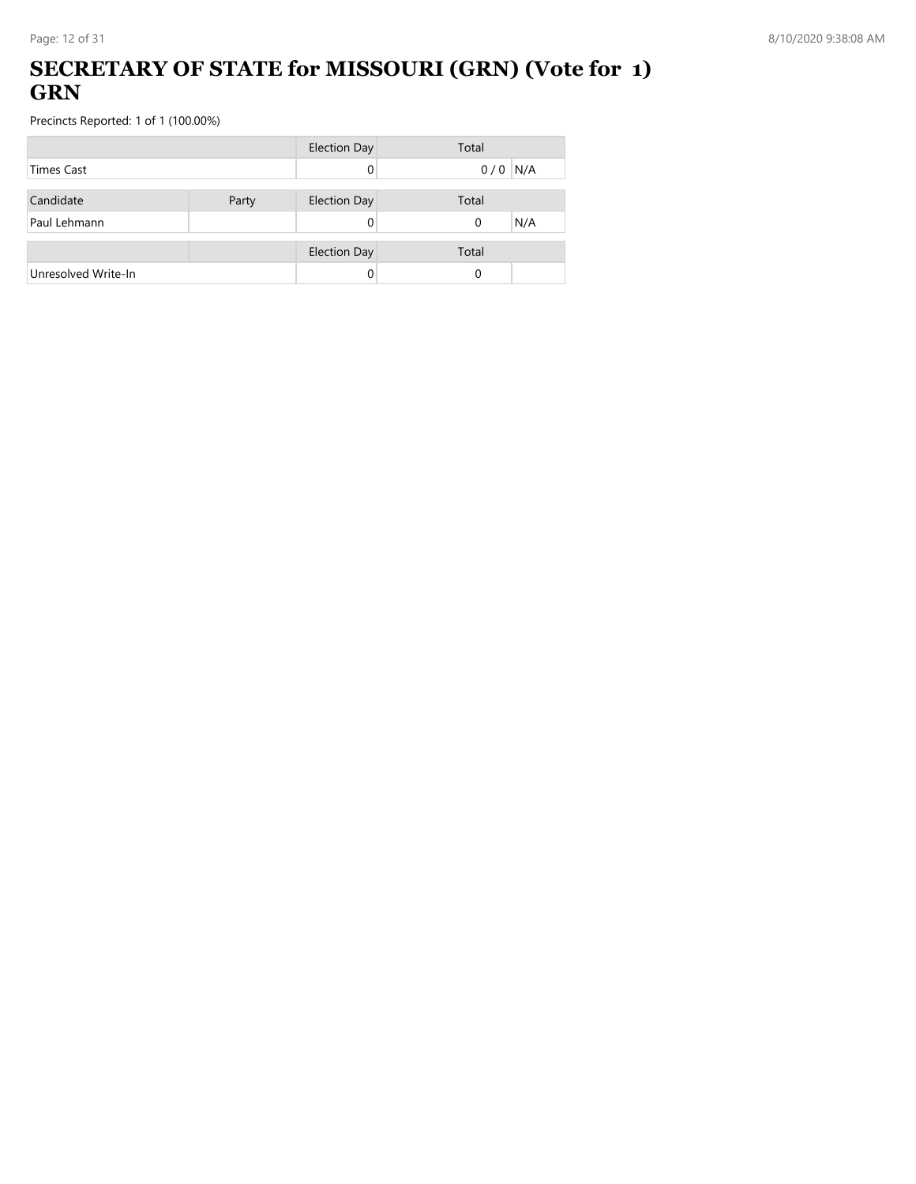# SECRETARY OF STATE for MISSOURI (GRN) (Vote for 1) GRN

Precincts Reported: 1 of 1 (100.00%)

| | | Election Day | Total | |
|---|---|---|---|---|
| Times Cast | | 0 | 0 / 0 | N/A |

| Candidate | Party | Election Day | Total | |
|---|---|---|---|---|
| Paul Lehmann | | 0 | 0 | N/A |

| | | Election Day | Total | |
|---|---|---|---|---|
| Unresolved Write-In | | 0 | 0 | |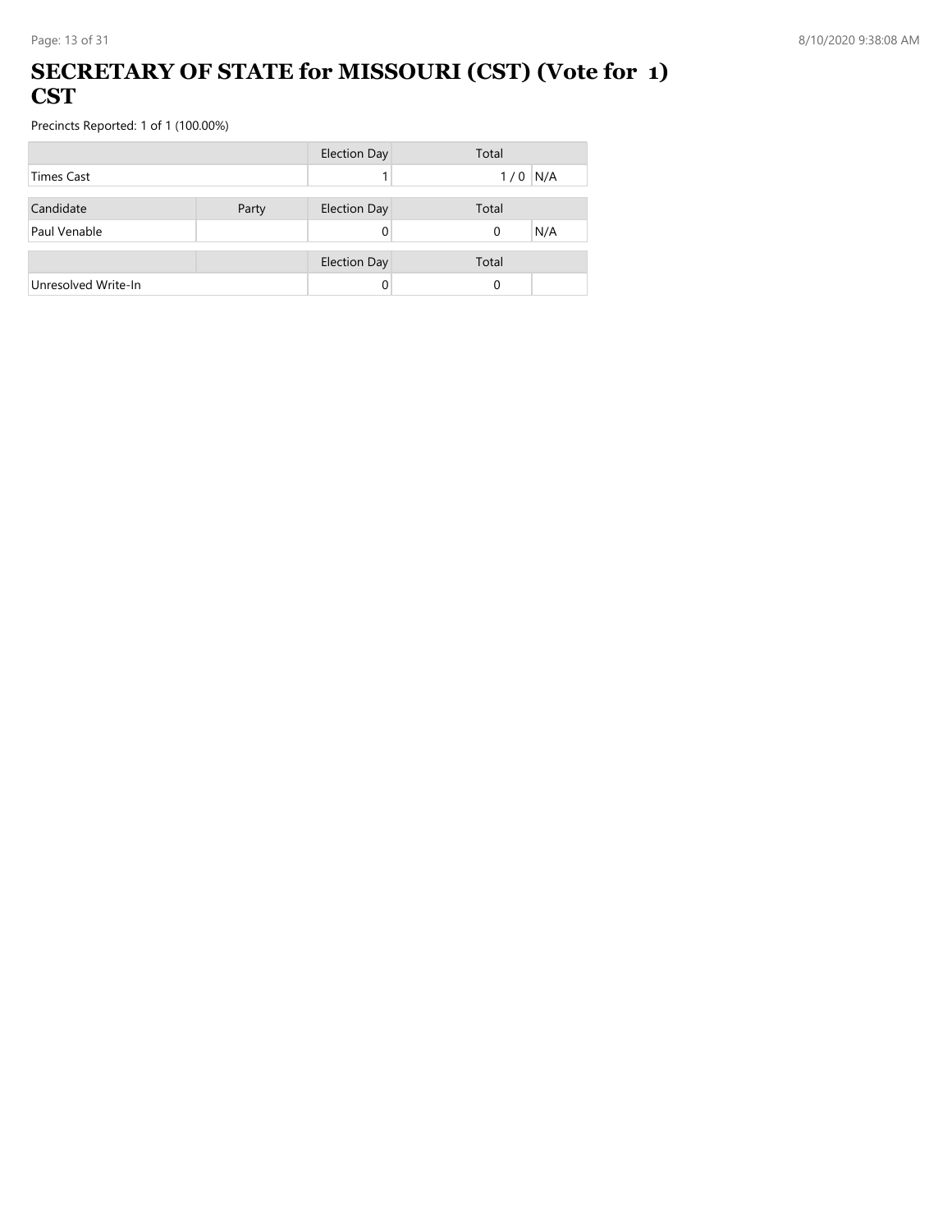# SECRETARY OF STATE for MISSOURI (CST) (Vote for 1) CST

Precincts Reported: 1 of 1 (100.00%)

| | | Election Day | Total | |
|---|---|---|---|---|
| Times Cast | | 1 | 1 / 0 | N/A |

| Candidate | Party | Election Day | Total | |
|---|---|---|---|---|
| Paul Venable | | 0 | 0 | N/A |

| | | Election Day | Total | |
|---|---|---|---|---|
| Unresolved Write-In | | 0 | 0 | |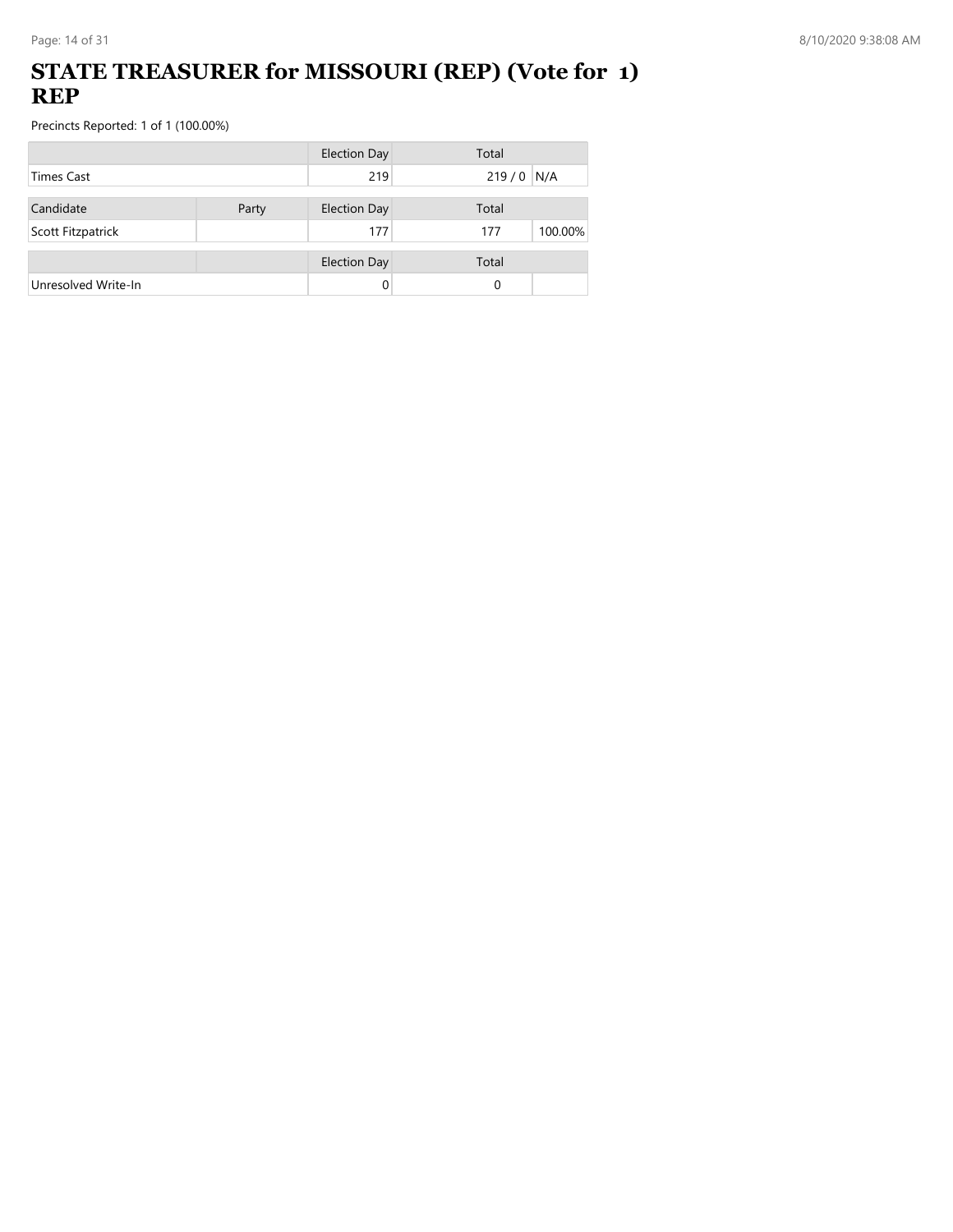# STATE TREASURER for MISSOURI (REP) (Vote for 1) REP

Precincts Reported: 1 of 1 (100.00%)

| | | Election Day | Total | |
|---|---|---|---|---|
| Times Cast | | 219 | 219 / 0 | N/A |

| Candidate | Party | Election Day | Total | |
|---|---|---|---|---|
| Scott Fitzpatrick | | 177 | 177 | 100.00% |

| | | Election Day | Total | |
|---|---|---|---|---|
| Unresolved Write-In | | 0 | 0 | |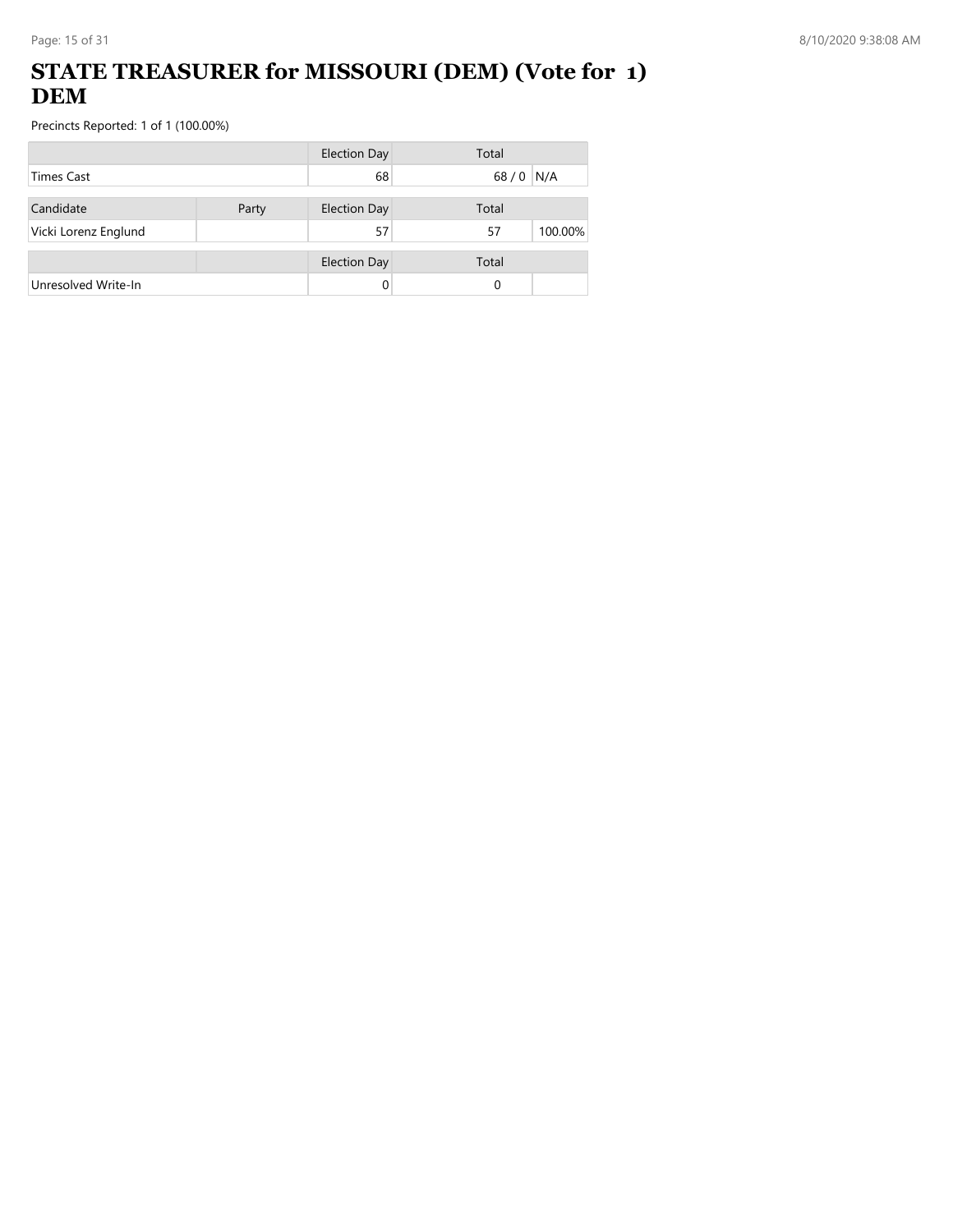# STATE TREASURER for MISSOURI (DEM) (Vote for 1) DEM

Precincts Reported: 1 of 1 (100.00%)

| | | Election Day | Total | |
|---|---|---|---|---|
| Times Cast | | 68 | 68 / 0 | N/A |

| Candidate | Party | Election Day | Total | |
|---|---|---|---|---|
| Vicki Lorenz Englund | | 57 | 57 | 100.00% |

| | | Election Day | Total | |
|---|---|---|---|---|
| Unresolved Write-In | | 0 | 0 | |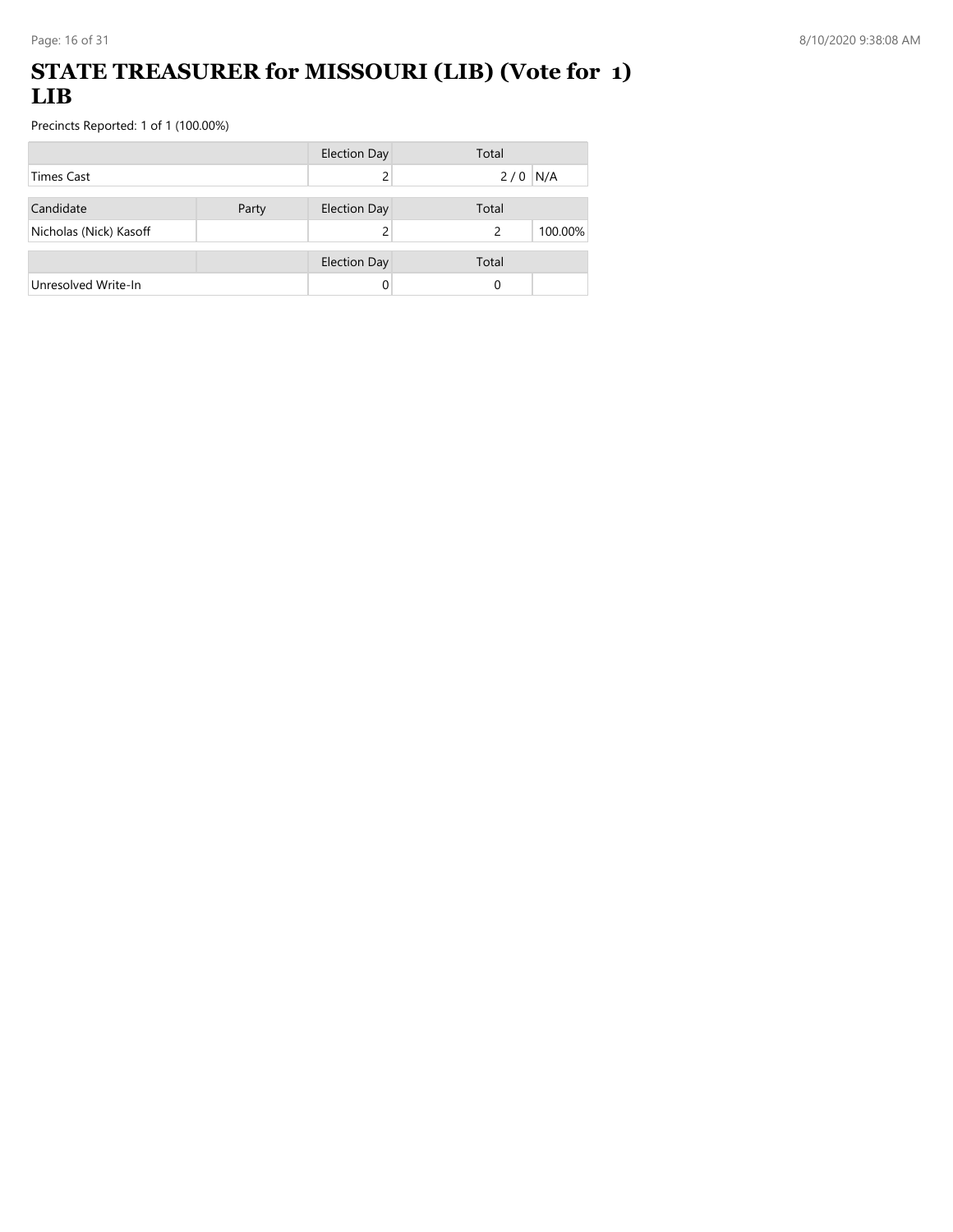# STATE TREASURER for MISSOURI (LIB) (Vote for 1) LIB

Precincts Reported: 1 of 1 (100.00%)

| | | Election Day | Total | |
|---|---|---|---|---|
| Times Cast | | 2 | 2 / 0 | N/A |

| Candidate | Party | Election Day | Total | |
|---|---|---|---|---|
| Nicholas (Nick) Kasoff | | 2 | 2 | 100.00% |

| | | Election Day | Total | |
|---|---|---|---|---|
| Unresolved Write-In | | 0 | 0 | |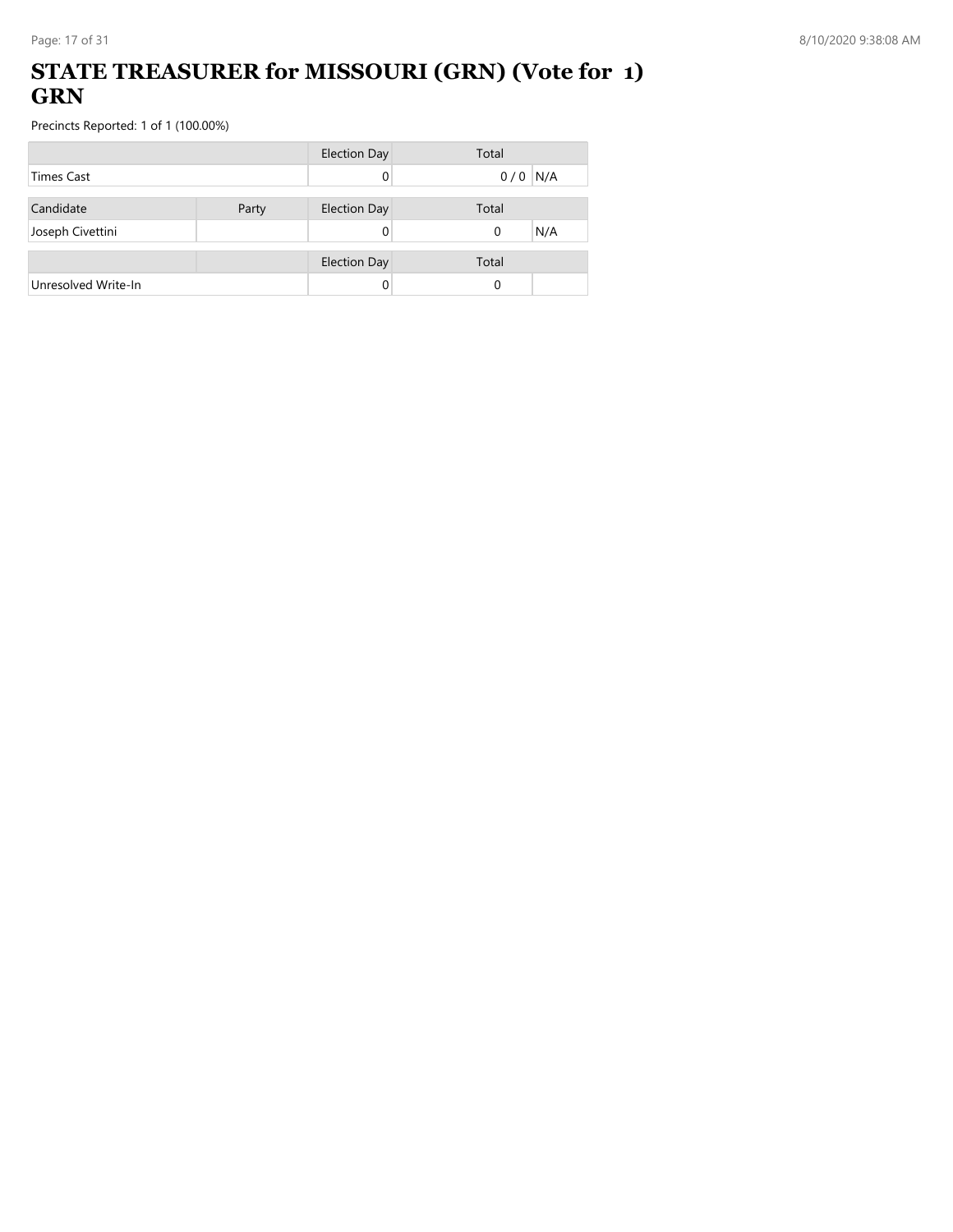# STATE TREASURER for MISSOURI (GRN) (Vote for 1) GRN

Precincts Reported: 1 of 1 (100.00%)

| | | Election Day | Total | |
|---|---|---|---|---|
| Times Cast | | 0 | 0 / 0 | N/A |

| Candidate | Party | Election Day | Total | |
|---|---|---|---|---|
| Joseph Civettini | | 0 | 0 | N/A |

| | | Election Day | Total | |
|---|---|---|---|---|
| Unresolved Write-In | | 0 | 0 | |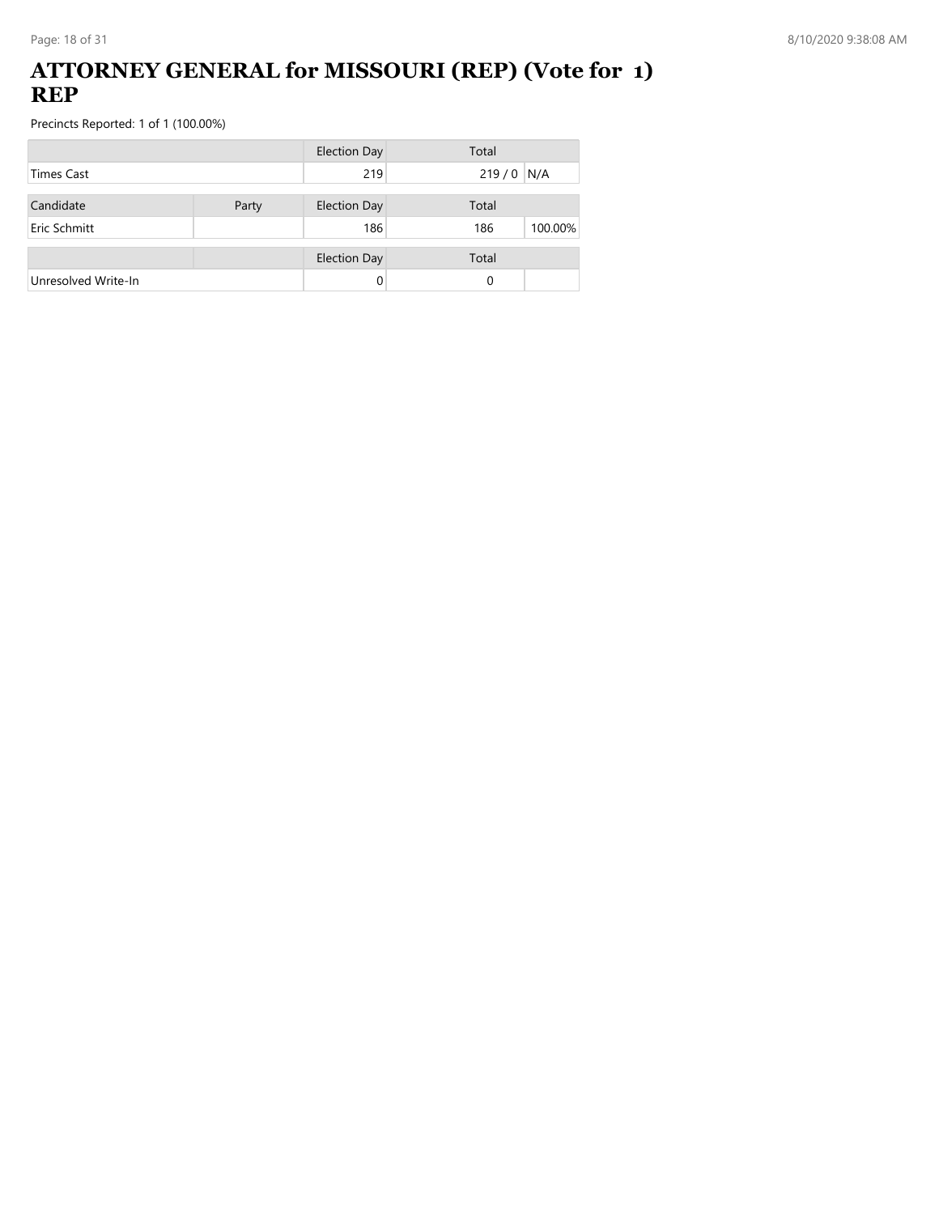# ATTORNEY GENERAL for MISSOURI (REP) (Vote for 1) REP

Precincts Reported: 1 of 1 (100.00%)

| | | Election Day | Total | |
|---|---|---|---|---|
| Times Cast | | 219 | 219 / 0 | N/A |

| Candidate | Party | Election Day | Total | |
|---|---|---|---|---|
| Eric Schmitt | | 186 | 186 | 100.00% |

| | | Election Day | Total | |
|---|---|---|---|---|
| Unresolved Write-In | | 0 | 0 | |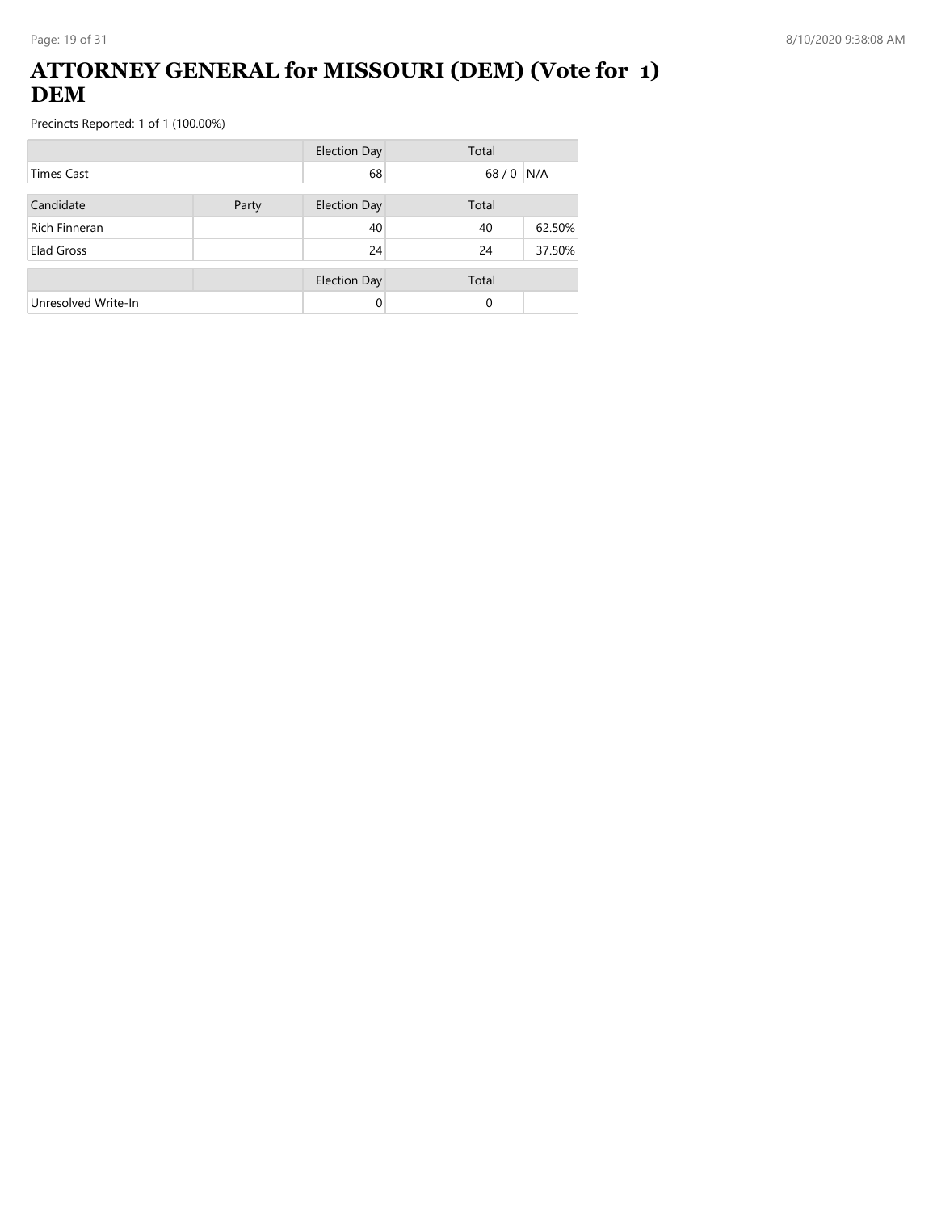# ATTORNEY GENERAL for MISSOURI (DEM) (Vote for 1) DEM

Precincts Reported: 1 of 1 (100.00%)

| | | Election Day | Total | |
|---|---|---|---|---|
| Times Cast | | 68 | 68 / 0 | N/A |

| Candidate | Party | Election Day | Total | |
|---|---|---|---|---|
| Rich Finneran | | 40 | 40 | 62.50% |
| Elad Gross | | 24 | 24 | 37.50% |

| | | Election Day | Total | |
|---|---|---|---|---|
| Unresolved Write-In | | 0 | 0 | |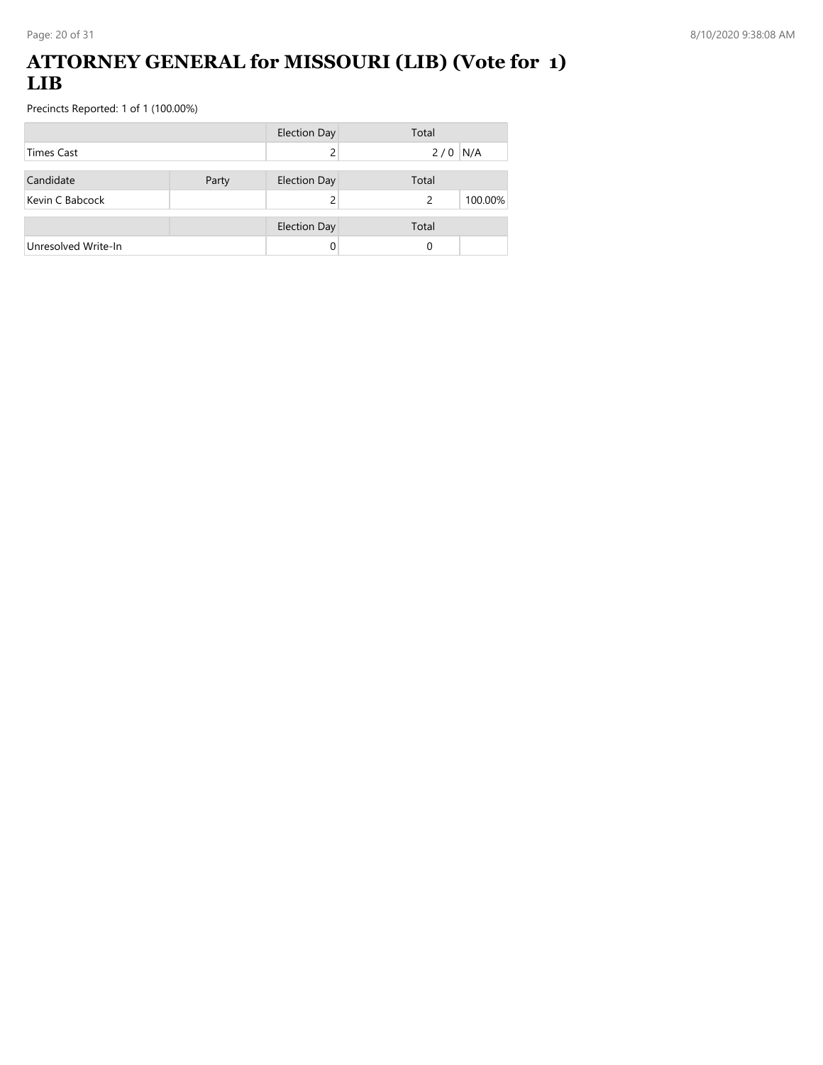# ATTORNEY GENERAL for MISSOURI (LIB) (Vote for 1) LIB

Precincts Reported: 1 of 1 (100.00%)

| | | Election Day | Total | |
|---|---|---|---|---|
| Times Cast | | 2 | 2 / 0 | N/A |

| Candidate | Party | Election Day | Total | |
|---|---|---|---|---|
| Kevin C Babcock | | 2 | 2 | 100.00% |

| | | Election Day | Total | |
|---|---|---|---|---|
| Unresolved Write-In | | 0 | 0 | |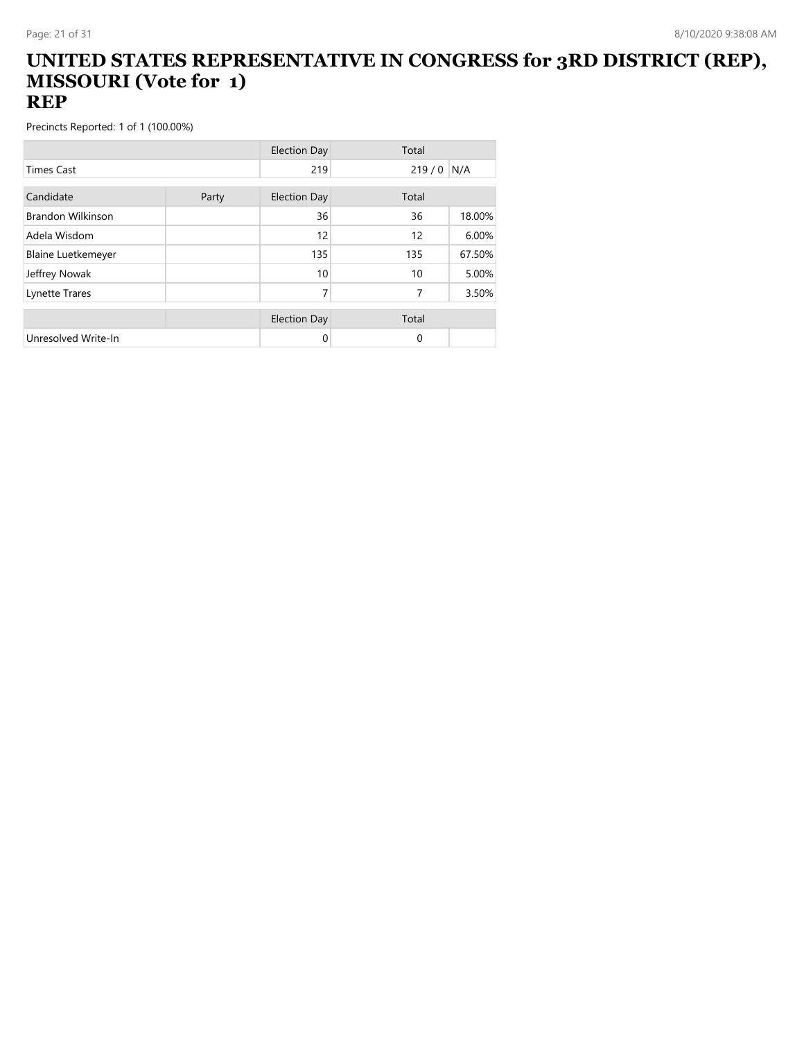# UNITED STATES REPRESENTATIVE IN CONGRESS for 3RD DISTRICT (REP), MISSOURI (Vote for 1)
## REP

Precincts Reported: 1 of 1 (100.00%)

| | | Election Day | Total | |
|---|---|---|---|---|
| Times Cast | | 219 | 219 / 0 | N/A |

| Candidate | Party | Election Day | Total | |
|---|---|---|---|---|
| Brandon Wilkinson | | 36 | 36 | 18.00% |
| Adela Wisdom | | 12 | 12 | 6.00% |
| Blaine Luetkemeyer | | 135 | 135 | 67.50% |
| Jeffrey Nowak | | 10 | 10 | 5.00% |
| Lynette Trares | | 7 | 7 | 3.50% |

| | | Election Day | Total | |
|---|---|---|---|---|
| Unresolved Write-In | | 0 | 0 | |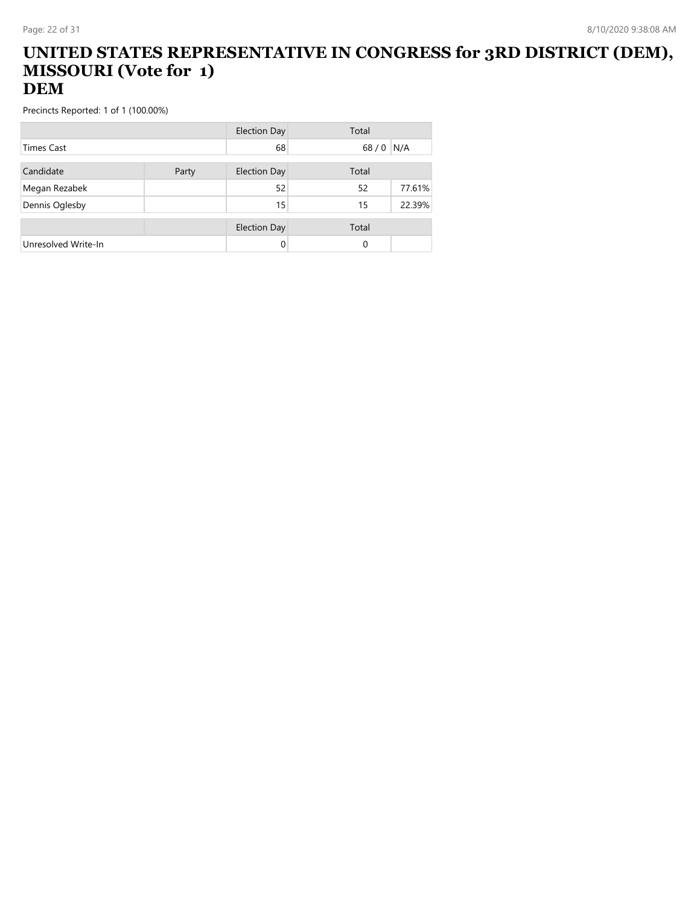# UNITED STATES REPRESENTATIVE IN CONGRESS for 3RD DISTRICT (DEM), MISSOURI (Vote for 1)
## DEM

Precincts Reported: 1 of 1 (100.00%)

| | | Election Day | Total | |
|---|---|---|---|---|
| Times Cast | | 68 | 68 / 0 | N/A |

| Candidate | Party | Election Day | Total | |
|---|---|---|---|---|
| Megan Rezabek | | 52 | 52 | 77.61% |
| Dennis Oglesby | | 15 | 15 | 22.39% |

| | | Election Day | Total | |
|---|---|---|---|---|
| Unresolved Write-In | | 0 | 0 | |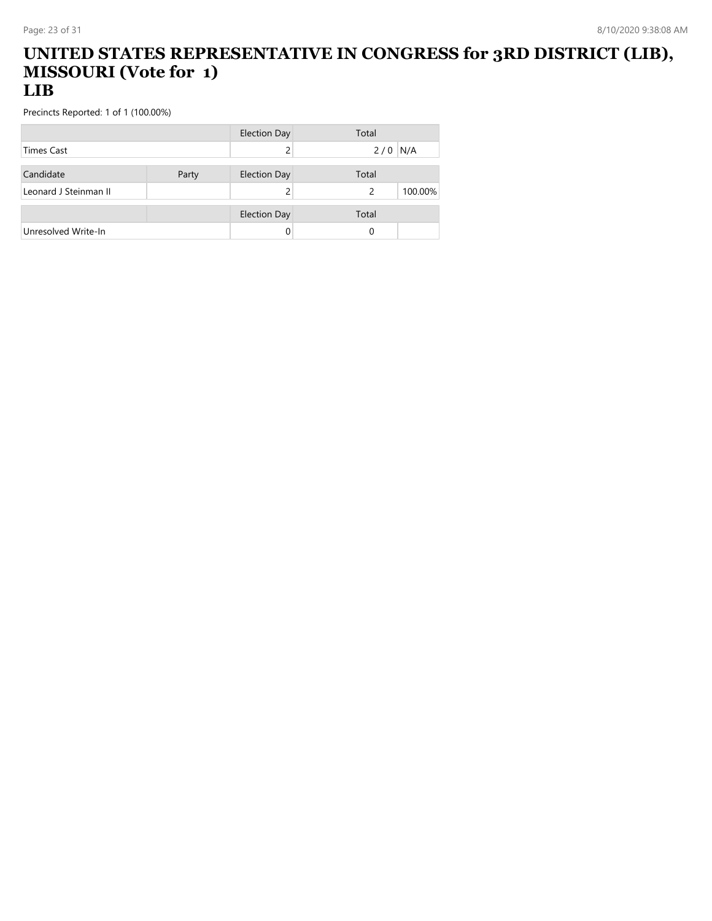# UNITED STATES REPRESENTATIVE IN CONGRESS for 3RD DISTRICT (LIB), MISSOURI (Vote for 1)
## LIB

Precincts Reported: 1 of 1 (100.00%)

| | | Election Day | Total | |
|---|---|---|---|---|
| Times Cast | | 2 | 2 / 0 | N/A |

| Candidate | Party | Election Day | Total | |
|---|---|---|---|---|
| Leonard J Steinman II | | 2 | 2 | 100.00% |

| | | Election Day | Total | |
|---|---|---|---|---|
| Unresolved Write-In | | 0 | 0 | |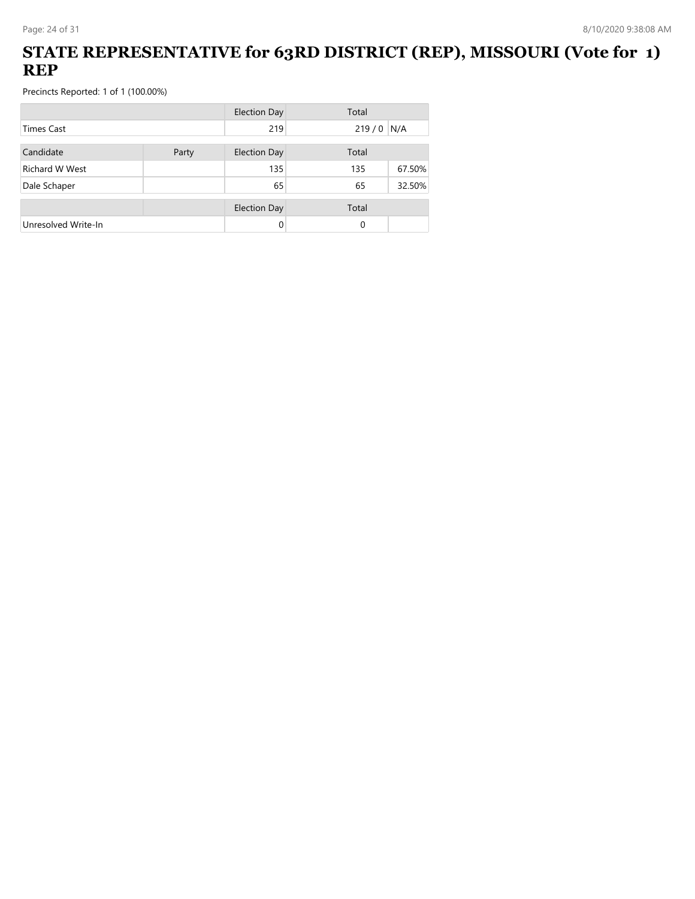# STATE REPRESENTATIVE for 63RD DISTRICT (REP), MISSOURI (Vote for 1) REP

Precincts Reported: 1 of 1 (100.00%)

| | | Election Day | Total | |
|---|---|---|---|---|
| Times Cast | | 219 | 219 / 0 | N/A |

| Candidate | Party | Election Day | Total | |
|---|---|---|---|---|
| Richard W West | | 135 | 135 | 67.50% |
| Dale Schaper | | 65 | 65 | 32.50% |

| | | Election Day | Total | |
|---|---|---|---|---|
| Unresolved Write-In | | 0 | 0 | |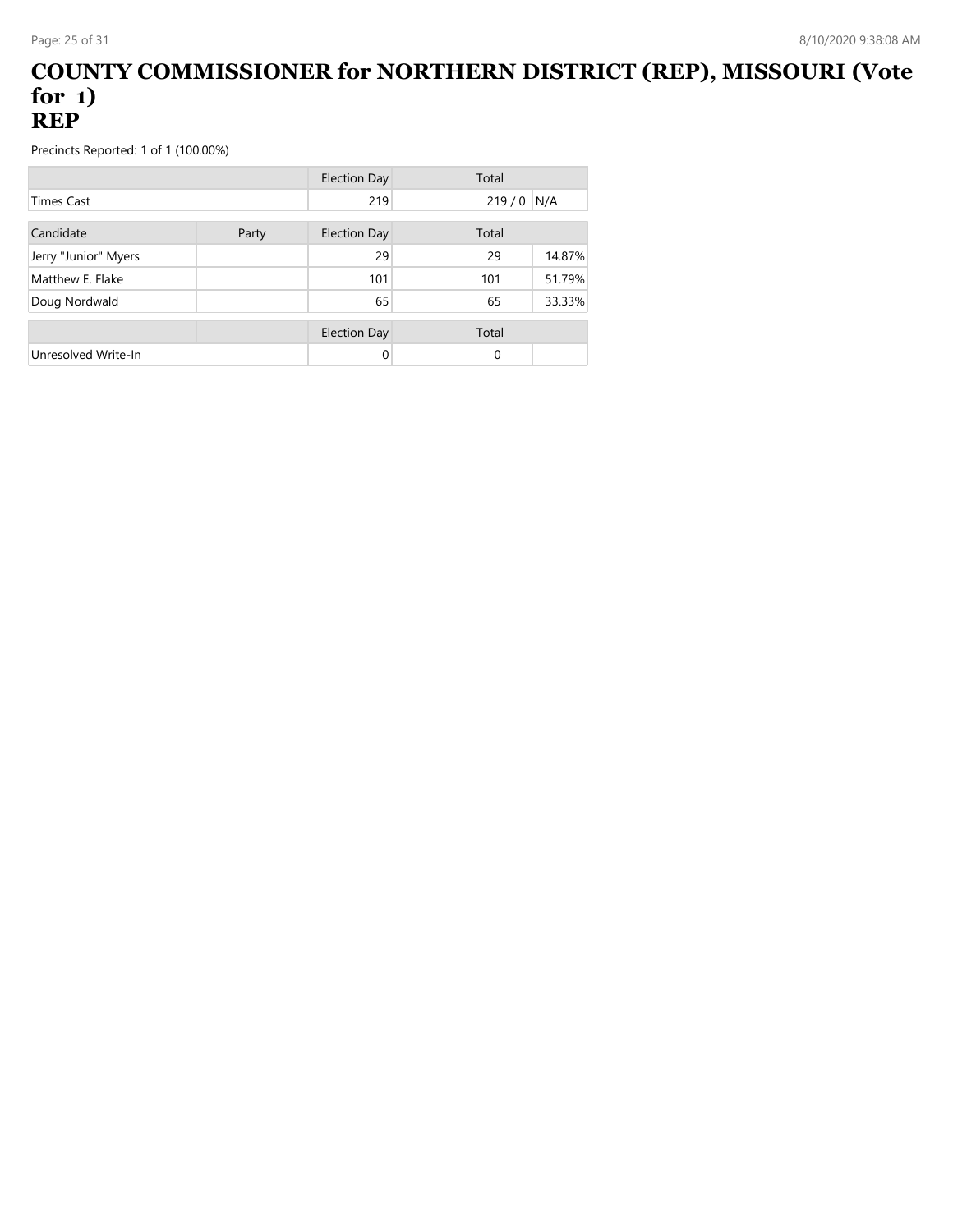# COUNTY COMMISSIONER for NORTHERN DISTRICT (REP), MISSOURI (Vote for 1)
# REP

Precincts Reported: 1 of 1 (100.00%)

| | | Election Day | Total | |
|---|---|---|---|---|
| Times Cast | | 219 | 219 / 0 | N/A |

| Candidate | Party | Election Day | Total | |
|---|---|---|---|---|
| Jerry "Junior" Myers | | 29 | 29 | 14.87% |
| Matthew E. Flake | | 101 | 101 | 51.79% |
| Doug Nordwald | | 65 | 65 | 33.33% |

| | | Election Day | Total | |
|---|---|---|---|---|
| Unresolved Write-In | | 0 | 0 | |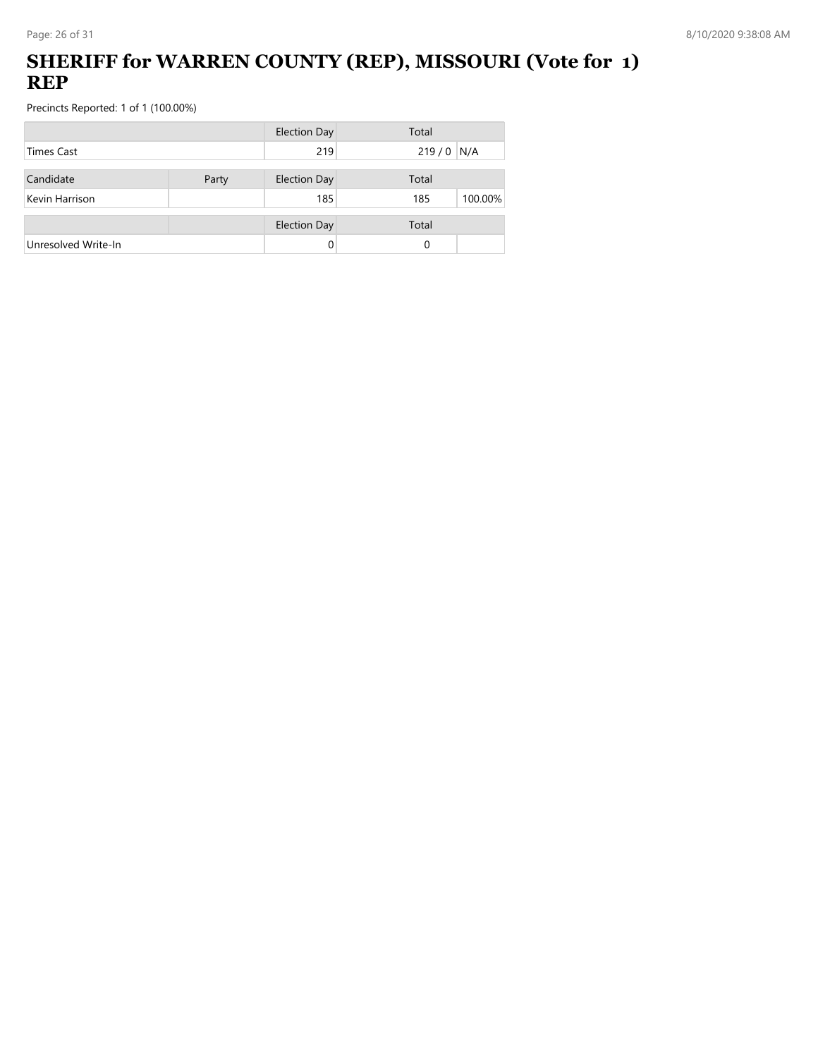# SHERIFF for WARREN COUNTY (REP), MISSOURI (Vote for 1) REP

Precincts Reported: 1 of 1 (100.00%)

| | | Election Day | Total | |
|---|---|---|---|---|
| Times Cast | | 219 | 219 / 0 | N/A |

| Candidate | Party | Election Day | Total | |
|---|---|---|---|---|
| Kevin Harrison | | 185 | 185 | 100.00% |

| | | Election Day | Total | |
|---|---|---|---|---|
| Unresolved Write-In | | 0 | 0 | |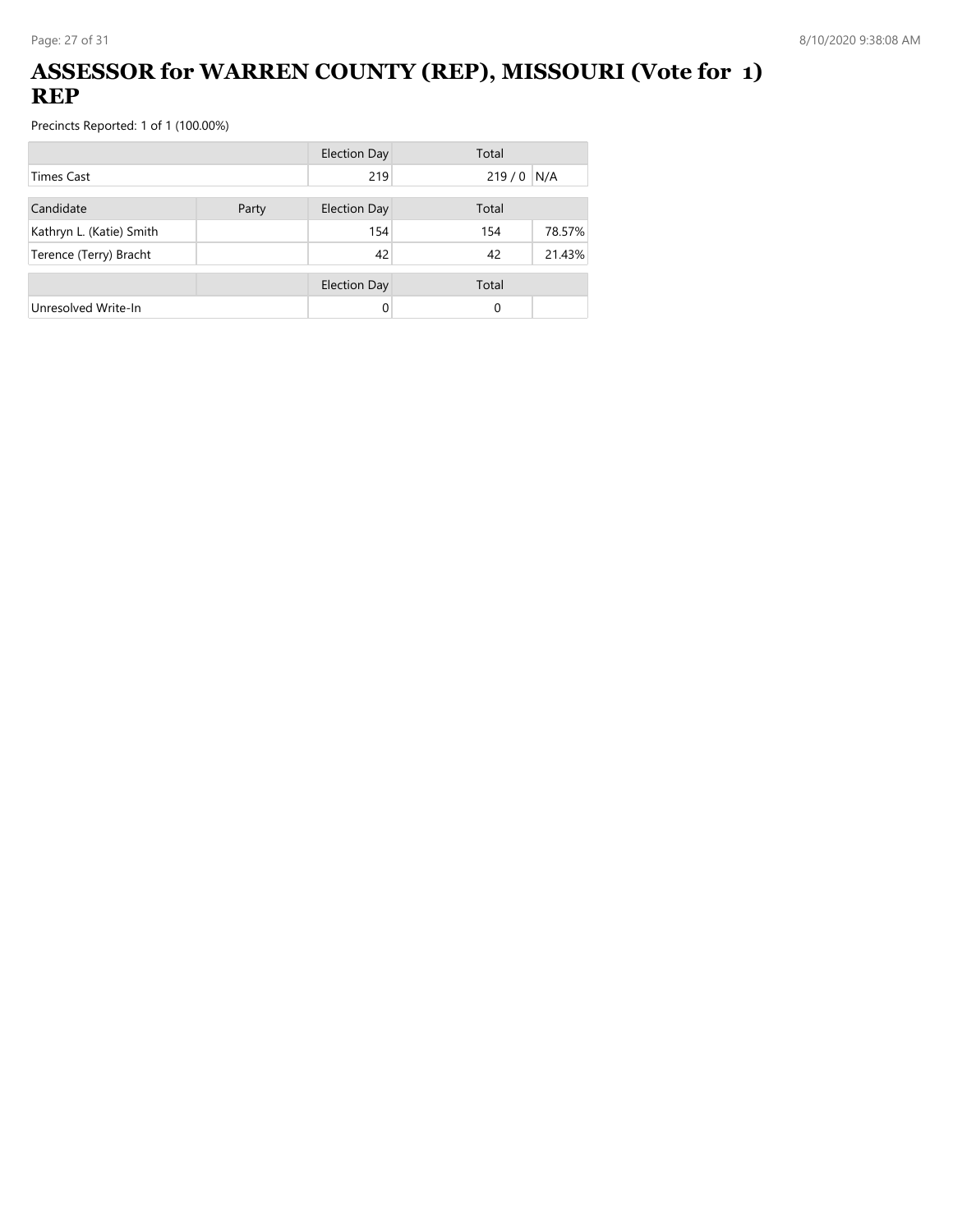# ASSESSOR for WARREN COUNTY (REP), MISSOURI (Vote for 1) REP

Precincts Reported: 1 of 1 (100.00%)

| | | Election Day | Total | |
|---|---|---|---|---|
| Times Cast | | 219 | 219 / 0 | N/A |

| Candidate | Party | Election Day | Total | |
|---|---|---|---|---|
| Kathryn L. (Katie) Smith | | 154 | 154 | 78.57% |
| Terence (Terry) Bracht | | 42 | 42 | 21.43% |

| | | Election Day | Total | |
|---|---|---|---|---|
| Unresolved Write-In | | 0 | 0 | |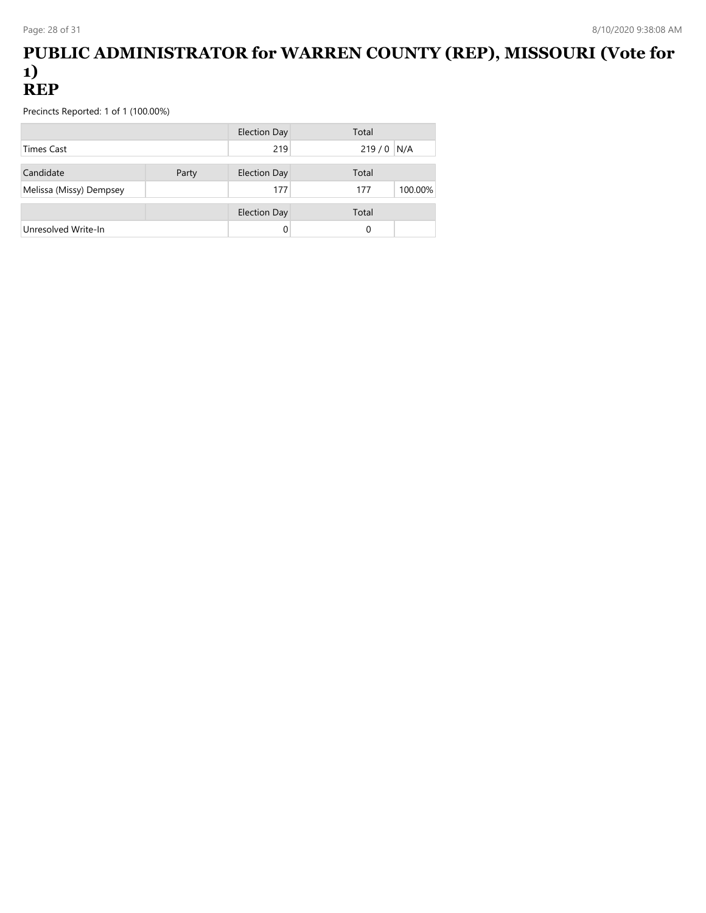# PUBLIC ADMINISTRATOR for WARREN COUNTY (REP), MISSOURI (Vote for 1)
# REP

Precincts Reported: 1 of 1 (100.00%)

| | Election Day | Total | |
|---|---|---|---|
| Times Cast | 219 | 219 / 0 | N/A |

| Candidate | Party | Election Day | Total | |
|---|---|---|---|---|
| Melissa (Missy) Dempsey | | 177 | 177 | 100.00% |

| | | Election Day | Total | |
|---|---|---|---|---|
| Unresolved Write-In | | 0 | 0 | |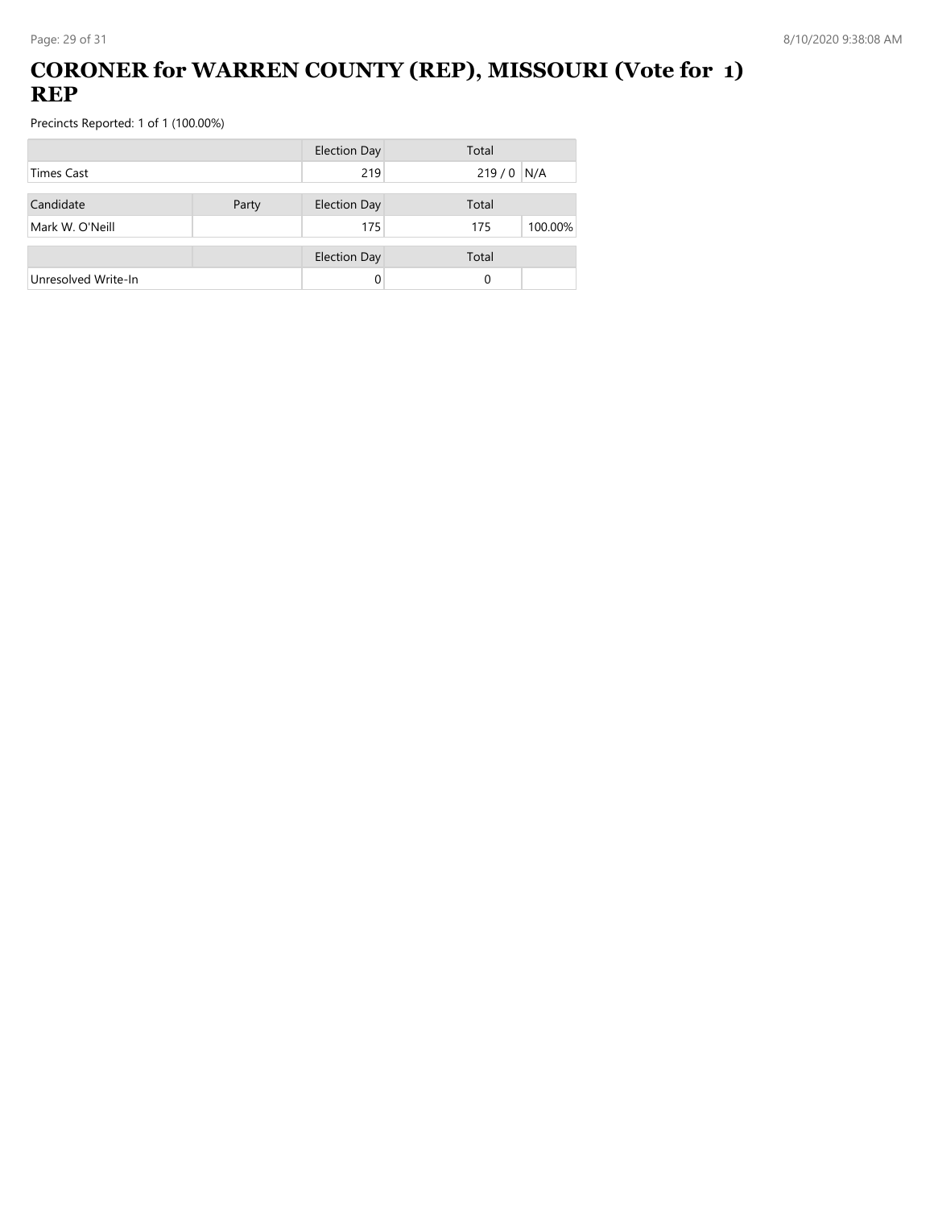# CORONER for WARREN COUNTY (REP), MISSOURI (Vote for 1) REP

Precincts Reported: 1 of 1 (100.00%)

| | | Election Day | Total | |
|---|---|---|---|---|
| Times Cast | | 219 | 219 / 0 | N/A |

| Candidate | Party | Election Day | Total | |
|---|---|---|---|---|
| Mark W. O'Neill | | 175 | 175 | 100.00% |

| | | Election Day | Total | |
|---|---|---|---|---|
| Unresolved Write-In | | 0 | 0 | |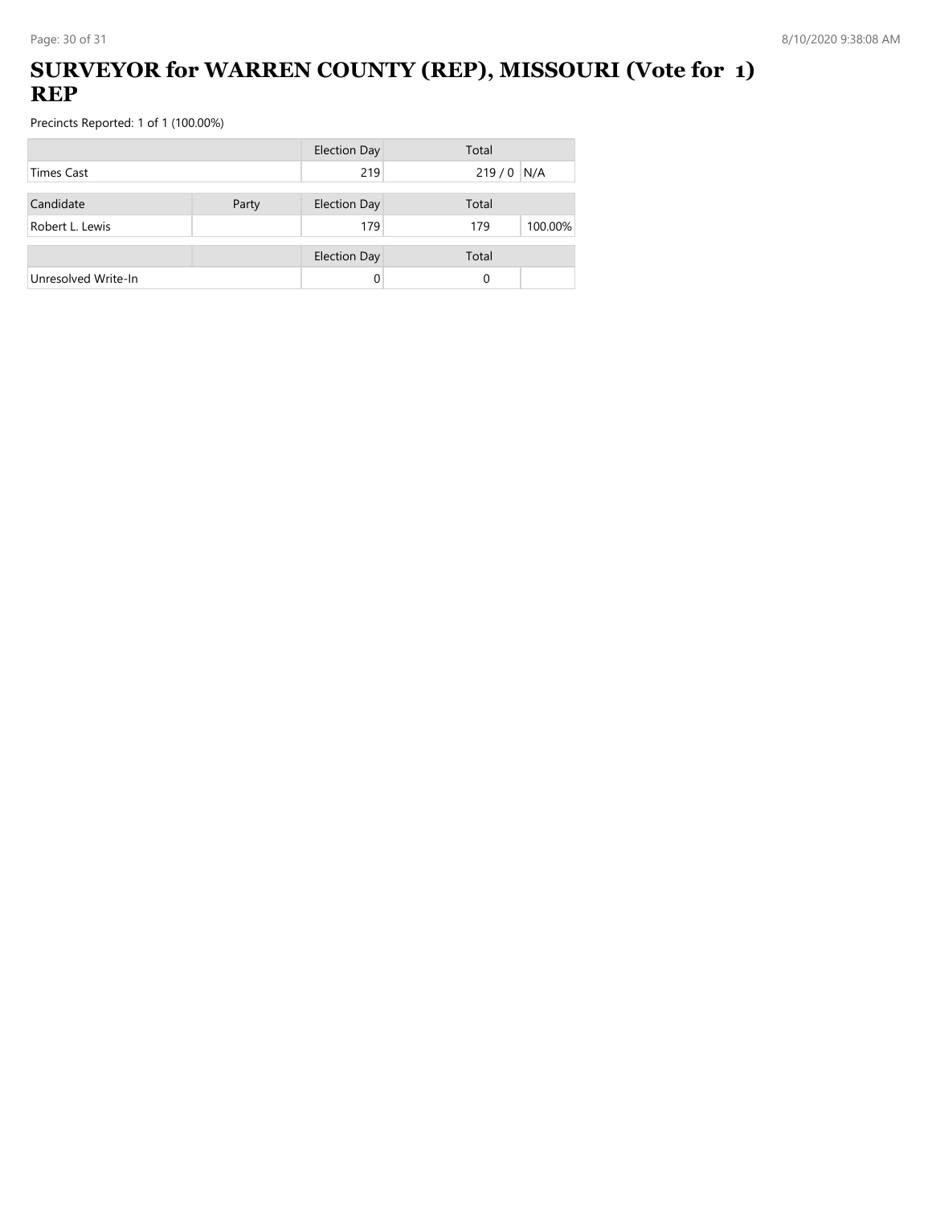# SURVEYOR for WARREN COUNTY (REP), MISSOURI (Vote for 1) REP

Precincts Reported: 1 of 1 (100.00%)

| | | Election Day | Total | |
|---|---|---|---|---|
| Times Cast | | 219 | 219 / 0 | N/A |

| Candidate | Party | Election Day | Total | |
|---|---|---|---|---|
| Robert L. Lewis | | 179 | 179 | 100.00% |

| | | Election Day | Total | |
|---|---|---|---|---|
| Unresolved Write-In | | 0 | 0 | |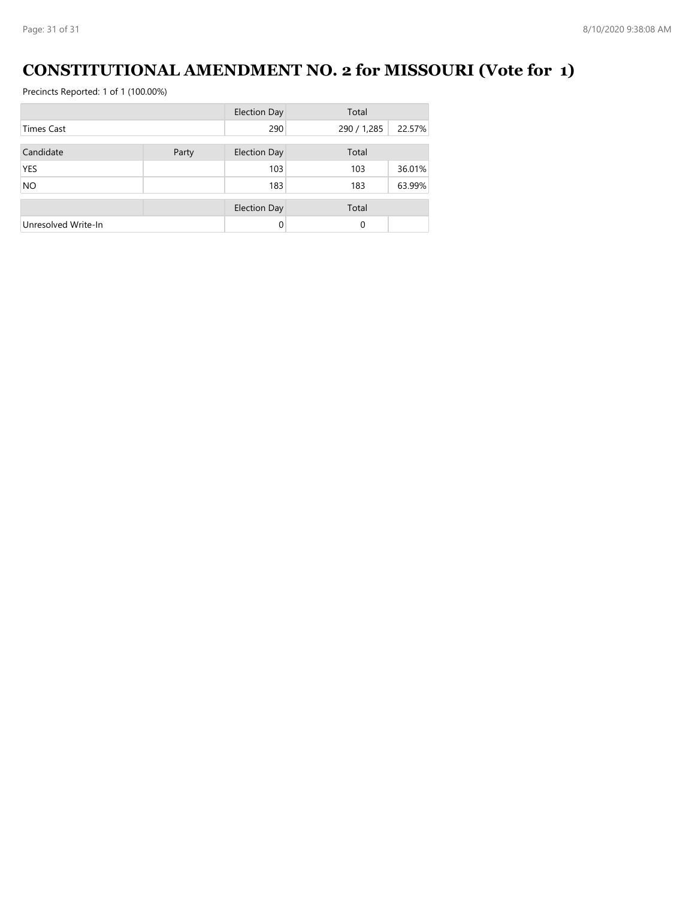# CONSTITUTIONAL AMENDMENT NO. 2 for MISSOURI (Vote for 1)

Precincts Reported: 1 of 1 (100.00%)

| | | Election Day | Total | |
|---|---|---|---|---|
| Times Cast | | 290 | 290 / 1,285 | 22.57% |
| **Candidate** | **Party** | **Election Day** | **Total** | |
| YES | | 103 | 103 | 36.01% |
| NO | | 183 | 183 | 63.99% |
| | | **Election Day** | **Total** | |
| Unresolved Write-In | | 0 | 0 | |